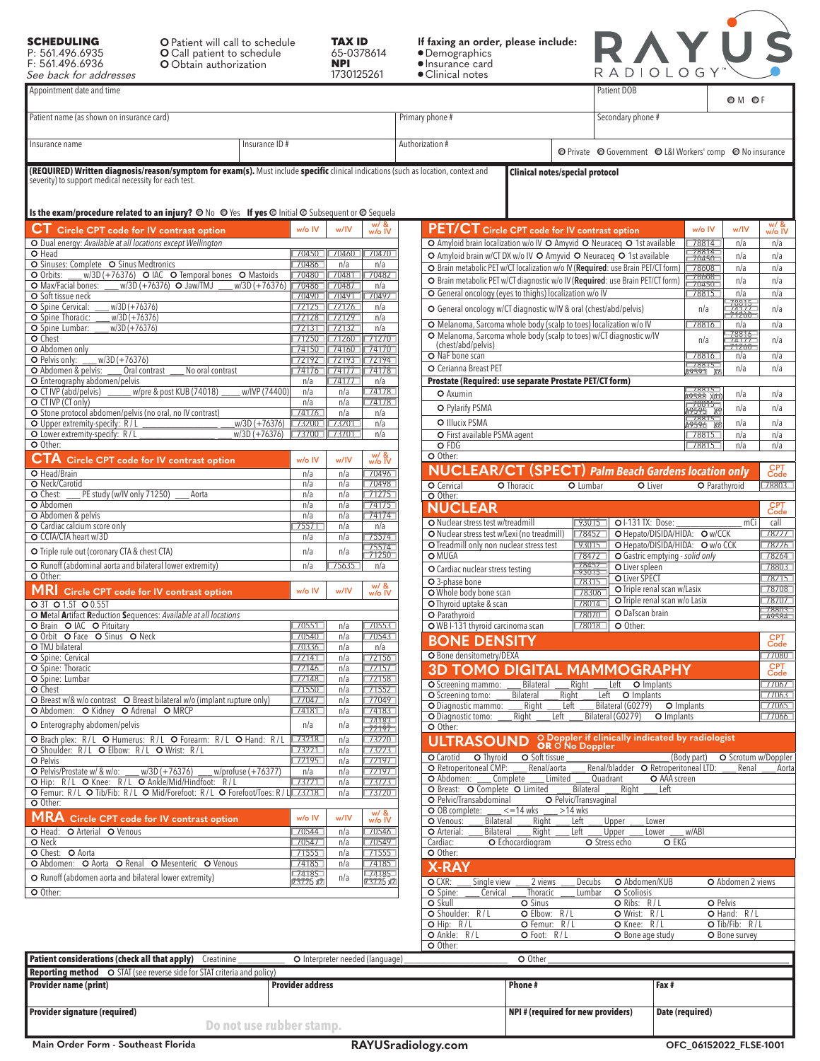**SCHEDULING**
P: 561.496.6935
F: 561.496.6936
*See back for addresses*

O Patient will call to schedule
O Call patient to schedule
O Obtain authorization

**TAX ID**
65-0378614
**NPI**
1730125261

**If faxing an order, please include:**
- Demographics
- Insurance card
- Clinical notes

# RAYUS RADIOLOGY

| Appointment date and time | | Patient DOB | O M O F |
|---|---|---|---|
| Patient name (as shown on insurance card) | Primary phone # | Secondary phone # | |
| Insurance name | Insurance ID # | Authorization # | O Private O Government O L&I Workers' comp O No insurance |

**(REQUIRED) Written diagnosis/reason/symptom for exam(s).** Must include **specific** clinical indications (such as location, context and severity) to support medical necessity for each test.

**Clinical notes/special protocol**

**Is the exam/procedure related to an injury?** O No O Yes **If yes** O Initial O Subsequent or O Sequela

## CT Circle CPT code for IV contrast option

| Exam | w/o IV | w/IV | w/ & w/o IV |
|---|---|---|---|
| O Dual energy: *Available at all locations except Wellington* | | | |
| O Head | 70450 | 70460 | 70470 |
| O Sinuses: Complete O Sinus Medtronics | 70486 | n/a | n/a |
| O Orbits: ___ w/3D (+76376) O IAC O Temporal bones O Mastoids | 70480 | 70481 | 70482 |
| O Max/Facial bones: ___ w/3D (+76376) O Jaw/TMJ ___ w/3D (+76376) | 70486 | 70487 | n/a |
| O Soft tissue neck | 70490 | 70491 | 70492 |
| O Spine Cervical: ___ w/3D (+76376) | 72125 | 72126 | n/a |
| O Spine Thoracic: ___ w/3D (+76376) | 72128 | 72129 | n/a |
| O Spine Lumbar: ___ w/3D (+76376) | 72131 | 72132 | n/a |
| O Chest | 71250 | 71260 | 71270 |
| O Abdomen only | 74150 | 74160 | 74170 |
| O Pelvis only: ___ w/3D (+76376) | 72192 | 72193 | 72194 |
| O Abdomen & pelvis: ___ Oral contrast ___ No oral contrast | 74176 | 74177 | 74178 |
| O Enterography abdomen/pelvis | n/a | 74177 | n/a |
| O CT IVP (abd/pelvis) ___ w/pre & post KUB (74018) ___ w/IVP (74400) | n/a | n/a | 74178 |
| O CT IVP (CT only) | n/a | n/a | 74178 |
| O Stone protocol abdomen/pelvis (no oral, no IV contrast) | 74176 | n/a | n/a |
| O Upper extremity-specify: R / L ___ w/3D (+76376) | 73200 | 73201 | n/a |
| O Lower extremity-specify: R / L ___ w/3D (+76376) | 73700 | 73701 | n/a |
| O Other: | | | |

## CTA Circle CPT code for IV contrast option

| Exam | w/o IV | w/IV | w/ & w/o IV |
|---|---|---|---|
| O Head/Brain | n/a | n/a | 70496 |
| O Neck/Carotid | n/a | n/a | 70498 |
| O Chest: ___ PE study (w/IV only 71250) ___ Aorta | n/a | n/a | 71275 |
| O Abdomen | n/a | n/a | 74175 |
| O Abdomen & pelvis | n/a | n/a | 74174 |
| O Cardiac calcium score only | 75571 | n/a | n/a |
| O CCTA/CTA heart w/3D | n/a | n/a | 75574 |
| O Triple rule out (coronary CTA & chest CTA) | n/a | n/a | 75574 71250 |
| O Runoff (abdominal aorta and bilateral lower extremity) | n/a | 75635 | n/a |
| O Other: | | | |

## MRI Circle CPT code for IV contrast option

O 3T O 1.5T O 0.55T
O **M**etal **A**rtifact **R**eduction **S**equences: *Available at all locations*

| Exam | w/o IV | w/IV | w/ & w/o IV |
|---|---|---|---|
| O Brain O IAC O Pituitary | 70551 | n/a | 70553 |
| O Orbit O Face O Sinus O Neck | 70540 | n/a | 70543 |
| O TMJ bilateral | 70336 | n/a | n/a |
| O Spine: Cervical | 72141 | n/a | 72156 |
| O Spine: Thoracic | 72146 | n/a | 72157 |
| O Spine: Lumbar | 72148 | n/a | 72158 |
| O Chest | 71550 | n/a | 71552 |
| O Breast w/& w/o contrast O Breast bilateral w/o (implant rupture only) | 77047 | n/a | 77049 |
| O Abdomen: O Kidney O Adrenal O MRCP | 74181 | n/a | 74183 |
| O Enterography abdomen/pelvis | n/a | n/a | 74183 72197 |
| O Brach plex: R/L O Humerus: R/L O Forearm: R/L O Hand: R/L | 73218 | n/a | 73220 |
| O Shoulder: R/L O Elbow: R/L O Wrist: R/L | 73221 | n/a | 73223 |
| O Pelvis | 72195 | n/a | 72197 |
| O Pelvis/Prostate w/ & w/o: ___ w/3D (+76376) ___ w/profuse (+76377) | n/a | n/a | 72197 |
| O Hip: R/L O Knee: R/L O Ankle/Mid/Hindfoot: R/L | 73721 | n/a | 73723 |
| O Femur: R/L O Tib/Fib: R/L O Mid/Forefoot: R/L O Forefoot/Toes: R/L | 73718 | n/a | 73720 |
| O Other: | | | |

## MRA Circle CPT code for IV contrast option

| Exam | w/o IV | w/IV | w/ & w/o IV |
|---|---|---|---|
| O Head: O Arterial O Venous | 70544 | n/a | 70546 |
| O Neck | 70547 | n/a | 70549 |
| O Chest: O Aorta | 71555 | n/a | 71555 |
| O Abdomen: O Aorta O Renal O Mesenteric O Venous | 74185 | n/a | 74185 |
| O Runoff (abdomen aorta and bilateral lower extremity) | 74185 73725 x2 | n/a | 74185 73725 x2 |
| O Other: | | | |

## PET/CT Circle CPT code for IV contrast option

| Exam | w/o IV | w/IV | w/ & w/o IV |
|---|---|---|---|
| O Amyloid brain localization w/o IV O Amyvid O Neuraceq O 1st available | 78814 | n/a | n/a |
| O Amyloid brain w/CT DX w/o IV O Amyvid O Neuraceq O 1st available | 78814 70450 | n/a | n/a |
| O Brain metabolic PET w/CT localization w/o IV (**Required**: use Brain PET/CT form) | 78608 | n/a | n/a |
| O Brain metabolic PET w/CT diagnostic w/o IV (**Required**: use Brain PET/CT form) | 78608 70450 | n/a | n/a |
| O General oncology (eyes to thighs) localization w/o IV | 78815 | n/a | n/a |
| O General oncology w/CT diagnostic w/IV & oral (chest/abd/pelvis) | n/a | 78815 74177 71260 | n/a |
| O Melanoma, Sarcoma whole body (scalp to toes) localization w/o IV | 78816 | n/a | n/a |
| O Melanoma, Sarcoma whole body (scalp to toes) w/CT diagnostic w/IV (chest/abd/pelvis) | n/a | 78816 74177 71260 | n/a |
| O NaF bone scan | 78816 | n/a | n/a |
| O Cerianna Breast PET | 78815 A9591 x? | n/a | n/a |
| **Prostate (Required: use separate Prostate PET/CT form)** | | | |
| O Axumin | 78815 A9588 x10 | n/a | n/a |
| O Pylarify PSMA | 78815 A9595 x9 | n/a | n/a |
| O Illucix PSMA | 78815 A9596 x9 | n/a | n/a |
| O First available PSMA agent | 78815 | n/a | n/a |
| O FDG | 78815 | n/a | n/a |
| O Other: | | | |

## NUCLEAR/CT (SPECT) *Palm Beach Gardens location only*

| Exam | CPT Code |
|---|---|
| O Cervical O Thoracic O Lumbar O Liver O Parathyroid | 78803 |
| O Other: | |

## NUCLEAR

| Exam | CPT Code | Exam | CPT Code |
|---|---|---|---|
| O Nuclear stress test w/treadmill | 93015 | O I-131 TX: Dose: ___ mCi | call |
| O Nuclear stress test w/Lexi (no treadmill) | 78452 | O Hepato/DISIDA/HIDA: O w/CCK | 78227 |
| O Treadmill only non nuclear stress test | 93015 | O Hepato/DISIDA/HIDA: O w/o CCK | 78226 |
| O MUGA | 78472 | O Gastric emptying - *solid only* | 78264 |
| O Cardiac nuclear stress testing | 78452 93015 | O Liver spleen | 78803 |
| O 3-phase bone | 78315 | O Liver SPECT | 78215 |
| O Whole body bone scan | 78306 | O Triple renal scan w/Lasix | 78708 |
| O Thyroid uptake & scan | 78014 | O Triple renal scan w/o Lasix | 78707 |
| O Parathyroid | 78070 | O DaTscan brain | 78803 A9584 |
| O WB I-131 thyroid carcinoma scan | 78018 | O Other: | |

## BONE DENSITY

| Exam | CPT Code |
|---|---|
| O Bone densitometry/DEXA | 77080 |

## 3D TOMO DIGITAL MAMMOGRAPHY

| Exam | CPT Code |
|---|---|
| O Screening mammo: ___ Bilateral ___ Right ___ Left O Implants | 77067 |
| O Screening tomo: ___ Bilateral ___ Right ___ Left O Implants | 77063 |
| O Diagnostic mammo: ___ Right ___ Left ___ Bilateral (G0279) O Implants | 77065 |
| O Diagnostic tomo: ___ Right ___ Left ___ Bilateral (G0279) O Implants | 77066 |
| O Other: | |

## ULTRASOUND O Doppler if clinically indicated by radiologist OR O No Doppler

- O Carotid O Thyroid O Soft tissue ___ (Body part) O Scrotum w/Doppler
- O Retroperitoneal CMP: ___ Renal/aorta ___ Renal/bladder O Retroperitoneal LTD: ___ Renal ___ Aorta
- O Abdomen: ___ Complete ___ Limited ___ Quadrant O AAA screen
- O Breast: O Complete O Limited ___ Bilateral ___ Right ___ Left
- O Pelvic/Transabdominal O Pelvic/Transvaginal
- O OB complete: ___ <=14 wks ___ >14 wks
- O Venous: ___ Bilateral ___ Right ___ Left ___ Upper ___ Lower
- O Arterial: ___ Bilateral ___ Right ___ Left ___ Upper ___ Lower ___ w/ABI
- Cardiac: O Echocardiogram O Stress echo O EKG
- O Other:

## X-RAY

- O CXR: ___ Single view ___ 2 views ___ Decubs O Abdomen/KUB O Abdomen 2 views
- O Spine: ___ Cervical ___ Thoracic ___ Lumbar O Scoliosis
- O Skull O Sinus O Ribs: R/L O Pelvis
- O Shoulder: R/L O Elbow: R/L O Wrist: R/L O Hand: R/L
- O Hip: R/L O Femur: R/L O Knee: R/L O Tib/Fib: R/L
- O Ankle: R/L O Foot: R/L O Bone age study O Bone survey
- O Other:

**Patient considerations (check all that apply)** Creatinine ___ O Interpreter needed (language) ___ O Other

**Reporting method** O STAT (see reverse side for STAT criteria and policy)

| **Provider name (print)** | **Provider address** | **Phone #** | **Fax #** |
|---|---|---|---|
| **Provider signature (required)** | | **NPI # (required for new providers)** | **Date (required)** |

Do not use rubber stamp.

Main Order Form - Southeast Florida RAYUSradiology.com OFC_06152022_FLSE-1001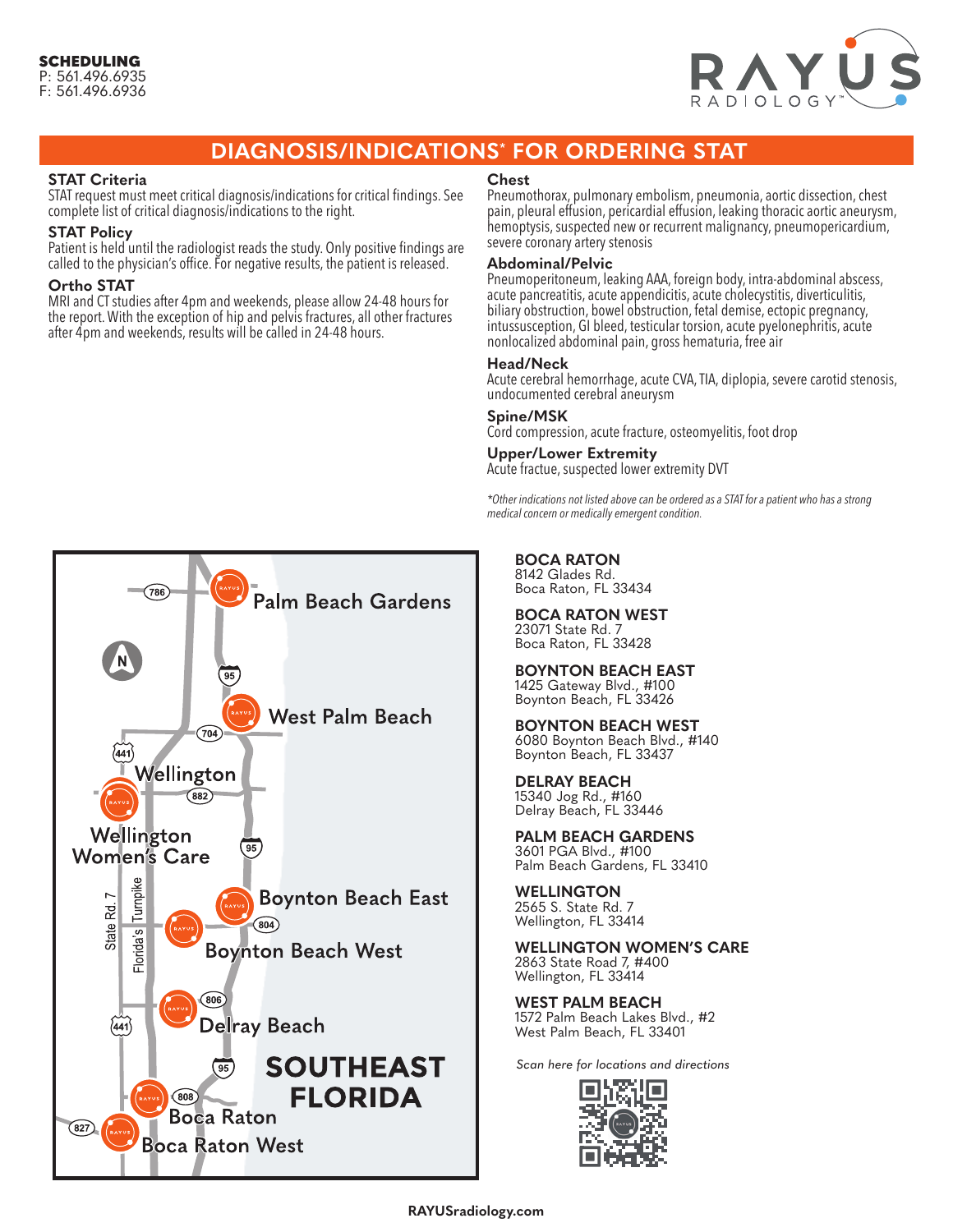**SCHEDULING**
P: 561.496.6935
F: 561.496.6936

RAYUS RADIOLOGY™

## DIAGNOSIS/INDICATIONS* FOR ORDERING STAT

### STAT Criteria

STAT request must meet critical diagnosis/indications for critical findings. See complete list of critical diagnosis/indications to the right.

### STAT Policy

Patient is held until the radiologist reads the study. Only positive findings are called to the physician's office. For negative results, the patient is released.

### Ortho STAT

MRI and CT studies after 4pm and weekends, please allow 24-48 hours for the report. With the exception of hip and pelvis fractures, all other fractures after 4pm and weekends, results will be called in 24-48 hours.

### Chest

Pneumothorax, pulmonary embolism, pneumonia, aortic dissection, chest pain, pleural effusion, pericardial effusion, leaking thoracic aortic aneurysm, hemoptysis, suspected new or recurrent malignancy, pneumopericardium, severe coronary artery stenosis

### Abdominal/Pelvic

Pneumoperitoneum, leaking AAA, foreign body, intra-abdominal abscess, acute pancreatitis, acute appendicitis, acute cholecystitis, diverticulitis, biliary obstruction, bowel obstruction, fetal demise, ectopic pregnancy, intussusception, GI bleed, testicular torsion, acute pyelonephritis, acute nonlocalized abdominal pain, gross hematuria, free air

### Head/Neck

Acute cerebral hemorrhage, acute CVA, TIA, diplopia, severe carotid stenosis, undocumented cerebral aneurysm

### Spine/MSK

Cord compression, acute fracture, osteomyelitis, foot drop

### Upper/Lower Extremity

Acute fracture, suspected lower extremity DVT

*\*Other indications not listed above can be ordered as a STAT for a patient who has a strong medical concern or medically emergent condition.*

**SOUTHEAST FLORIDA**

Palm Beach Gardens
West Palm Beach
Wellington
Wellington Women's Care
Boynton Beach East
Boynton Beach West
Delray Beach
Boca Raton
Boca Raton West

786
95
704
441
882
95
804
806
441
95
808
827
State Rd. 7
Florida's Turnpike
N

**BOCA RATON**
8142 Glades Rd.
Boca Raton, FL 33434

**BOCA RATON WEST**
23071 State Rd. 7
Boca Raton, FL 33428

**BOYNTON BEACH EAST**
1425 Gateway Blvd., #100
Boynton Beach, FL 33426

**BOYNTON BEACH WEST**
6080 Boynton Beach Blvd., #140
Boynton Beach, FL 33437

**DELRAY BEACH**
15340 Jog Rd., #160
Delray Beach, FL 33446

**PALM BEACH GARDENS**
3601 PGA Blvd., #100
Palm Beach Gardens, FL 33410

**WELLINGTON**
2565 S. State Rd. 7
Wellington, FL 33414

**WELLINGTON WOMEN'S CARE**
2863 State Road 7, #400
Wellington, FL 33414

**WEST PALM BEACH**
1572 Palm Beach Lakes Blvd., #2
West Palm Beach, FL 33401

*Scan here for locations and directions*

RAYUSradiology.com